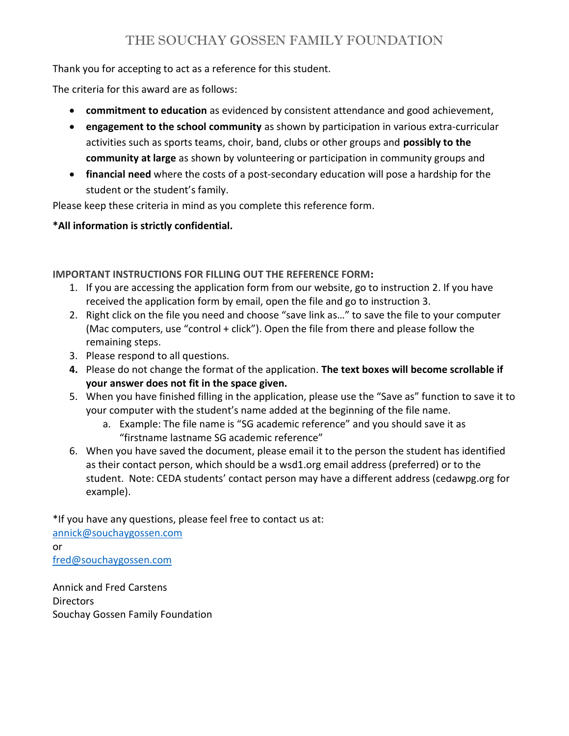# THE SOUCHAY GOSSEN FAMILY FOUNDATION

Thank you for accepting to act as a reference for this student.

The criteria for this award are as follows:

- **commitment to education** as evidenced by consistent attendance and good achievement,
- **engagement to the school community** as shown by participation in various extra-curricular activities such as sports teams, choir, band, clubs or other groups and **possibly to the community at large** as shown by volunteering or participation in community groups and
- **financial need** where the costs of a post-secondary education will pose a hardship for the student or the student's family.

Please keep these criteria in mind as you complete this reference form.

**\*All information is strictly confidential.**

**IMPORTANT INSTRUCTIONS FOR FILLING OUT THE REFERENCE FORM:**

1. If you are accessing the application form from our website, go to instruction 2. If you have received the application form by email, open the file and go to instruction 3.
2. Right click on the file you need and choose "save link as…" to save the file to your computer (Mac computers, use "control + click"). Open the file from there and please follow the remaining steps.
3. Please respond to all questions.
4. Please do not change the format of the application. **The text boxes will become scrollable if your answer does not fit in the space given.**
5. When you have finished filling in the application, please use the "Save as" function to save it to your computer with the student's name added at the beginning of the file name.
   a. Example: The file name is "SG academic reference" and you should save it as "firstname lastname SG academic reference"
6. When you have saved the document, please email it to the person the student has identified as their contact person, which should be a wsd1.org email address (preferred) or to the student. Note: CEDA students' contact person may have a different address (cedawpg.org for example).

*If you have any questions, please feel free to contact us at:
annick@souchaygossen.com
or
fred@souchaygossen.com

Annick and Fred Carstens
Directors
Souchay Gossen Family Foundation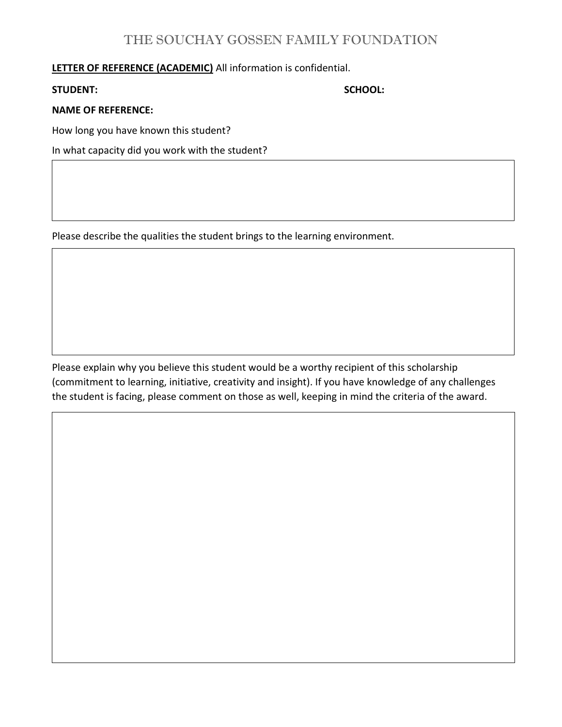# THE SOUCHAY GOSSEN FAMILY FOUNDATION

**LETTER OF REFERENCE (ACADEMIC)** All information is confidential.

**STUDENT:** **SCHOOL:**

**NAME OF REFERENCE:**

How long you have known this student?

In what capacity did you work with the student?

Please describe the qualities the student brings to the learning environment.

Please explain why you believe this student would be a worthy recipient of this scholarship (commitment to learning, initiative, creativity and insight). If you have knowledge of any challenges the student is facing, please comment on those as well, keeping in mind the criteria of the award.